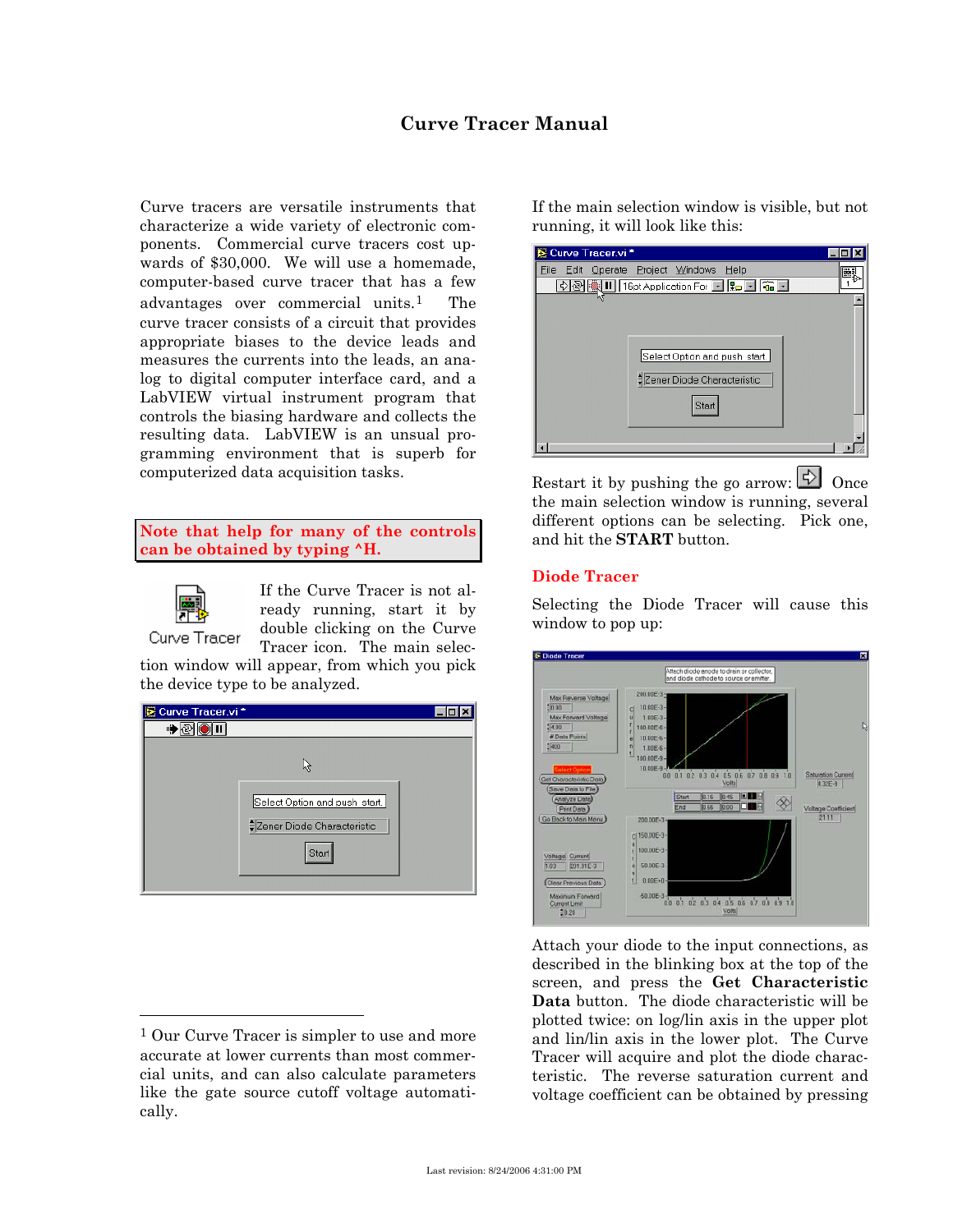# Curve Tracer Manual

Curve tracers are versatile instruments that characterize a wide variety of electronic components. Commercial curve tracers cost upwards of $30,000. We will use a homemade, computer-based curve tracer that has a few advantages over commercial units.[1] The curve tracer consists of a circuit that provides appropriate biases to the device leads and measures the currents into the leads, an analog to digital computer interface card, and a LabVIEW virtual instrument program that controls the biasing hardware and collects the resulting data. LabVIEW is an unsual programming environment that is superb for computerized data acquisition tasks.

**Note that help for many of the controls can be obtained by typing ^H.**

If the Curve Tracer is not already running, start it by double clicking on the Curve Tracer icon. The main selection window will appear, from which you pick the device type to be analyzed.

If the main selection window is visible, but not running, it will look like this:

Restart it by pushing the go arrow: Once the main selection window is running, several different options can be selecting. Pick one, and hit the **START** button.

## Diode Tracer

Selecting the Diode Tracer will cause this window to pop up:

Attach your diode to the input connections, as described in the blinking box at the top of the screen, and press the **Get Characteristic Data** button. The diode characteristic will be plotted twice: on log/lin axis in the upper plot and lin/lin axis in the lower plot. The Curve Tracer will acquire and plot the diode characteristic. The reverse saturation current and voltage coefficient can be obtained by pressing

[1] Our Curve Tracer is simpler to use and more accurate at lower currents than most commercial units, and can also calculate parameters like the gate source cutoff voltage automatically.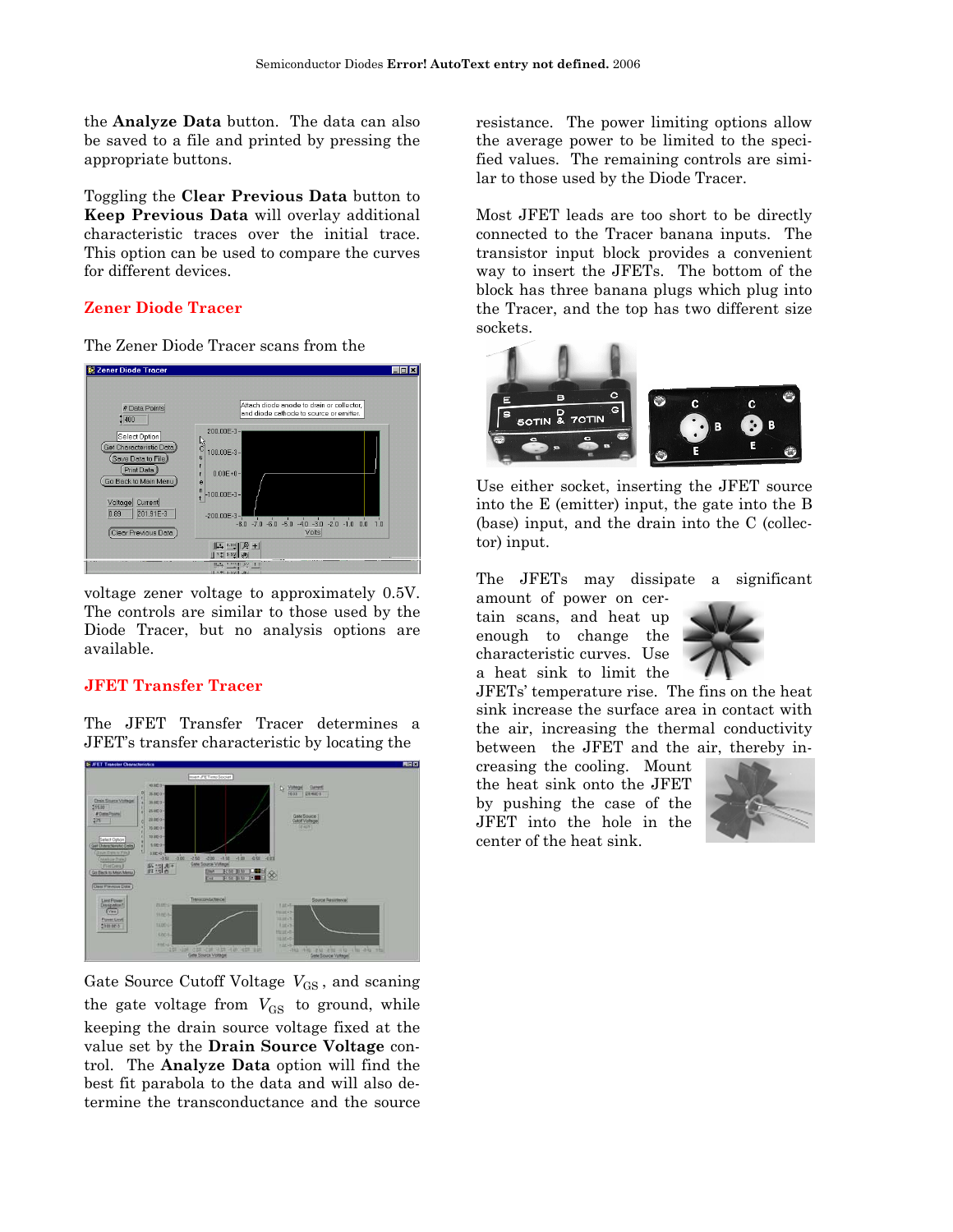the **Analyze Data** button. The data can also be saved to a file and printed by pressing the appropriate buttons.

Toggling the **Clear Previous Data** button to **Keep Previous Data** will overlay additional characteristic traces over the initial trace. This option can be used to compare the curves for different devices.

## Zener Diode Tracer

The Zener Diode Tracer scans from the voltage zener voltage to approximately 0.5V. The controls are similar to those used by the Diode Tracer, but no analysis options are available.

## JFET Transfer Tracer

The JFET Transfer Tracer determines a JFET's transfer characteristic by locating the Gate Source Cutoff Voltage $V_{GS}$, and scaning the gate voltage from $V_{GS}$ to ground, while keeping the drain source voltage fixed at the value set by the **Drain Source Voltage** control. The **Analyze Data** option will find the best fit parabola to the data and will also determine the transconductance and the source resistance. The power limiting options allow the average power to be limited to the specified values. The remaining controls are similar to those used by the Diode Tracer.

Most JFET leads are too short to be directly connected to the Tracer banana inputs. The transistor input block provides a convenient way to insert the JFETs. The bottom of the block has three banana plugs which plug into the Tracer, and the top has two different size sockets.

Use either socket, inserting the JFET source into the E (emitter) input, the gate into the B (base) input, and the drain into the C (collector) input.

The JFETs may dissipate a significant amount of power on certain scans, and heat up enough to change the characteristic curves. Use a heat sink to limit the JFETs' temperature rise. The fins on the heat sink increase the surface area in contact with the air, increasing the thermal conductivity between the JFET and the air, thereby increasing the cooling. Mount the heat sink onto the JFET by pushing the case of the JFET into the hole in the center of the heat sink.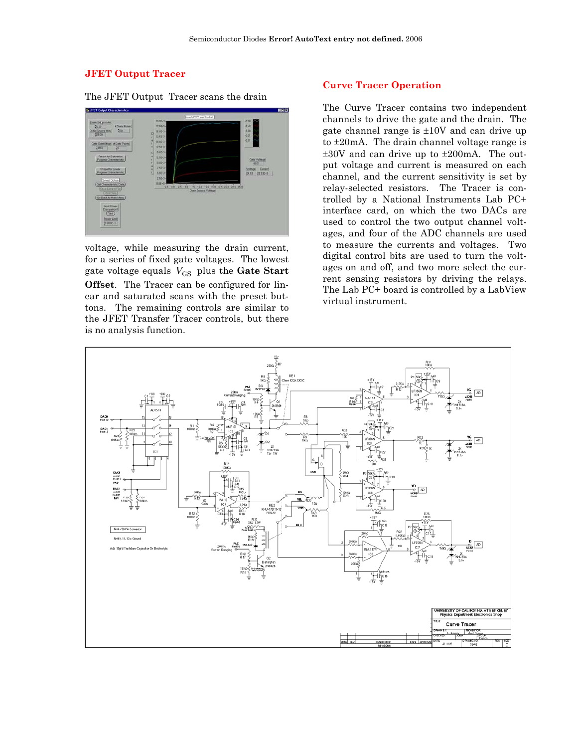## JFET Output Tracer

The JFET Output Tracer scans the drain voltage, while measuring the drain current, for a series of fixed gate voltages. The lowest gate voltage equals $V_{GS}$ plus the **Gate Start Offset**. The Tracer can be configured for linear and saturated scans with the preset buttons. The remaining controls are similar to the JFET Transfer Tracer controls, but there is no analysis function.

## Curve Tracer Operation

The Curve Tracer contains two independent channels to drive the gate and the drain. The gate channel range is ±10V and can drive up to ±20mA. The drain channel voltage range is ±30V and can drive up to ±200mA. The output voltage and current is measured on each channel, and the current sensitivity is set by relay-selected resistors. The Tracer is controlled by a National Instruments Lab PC+ interface card, on which the two DACs are used to control the two output channel voltages, and four of the ADC channels are used to measure the currents and voltages. Two digital control bits are used to turn the voltages on and off, and two more select the current sensing resistors by driving the relays. The Lab PC+ board is controlled by a LabView virtual instrument.